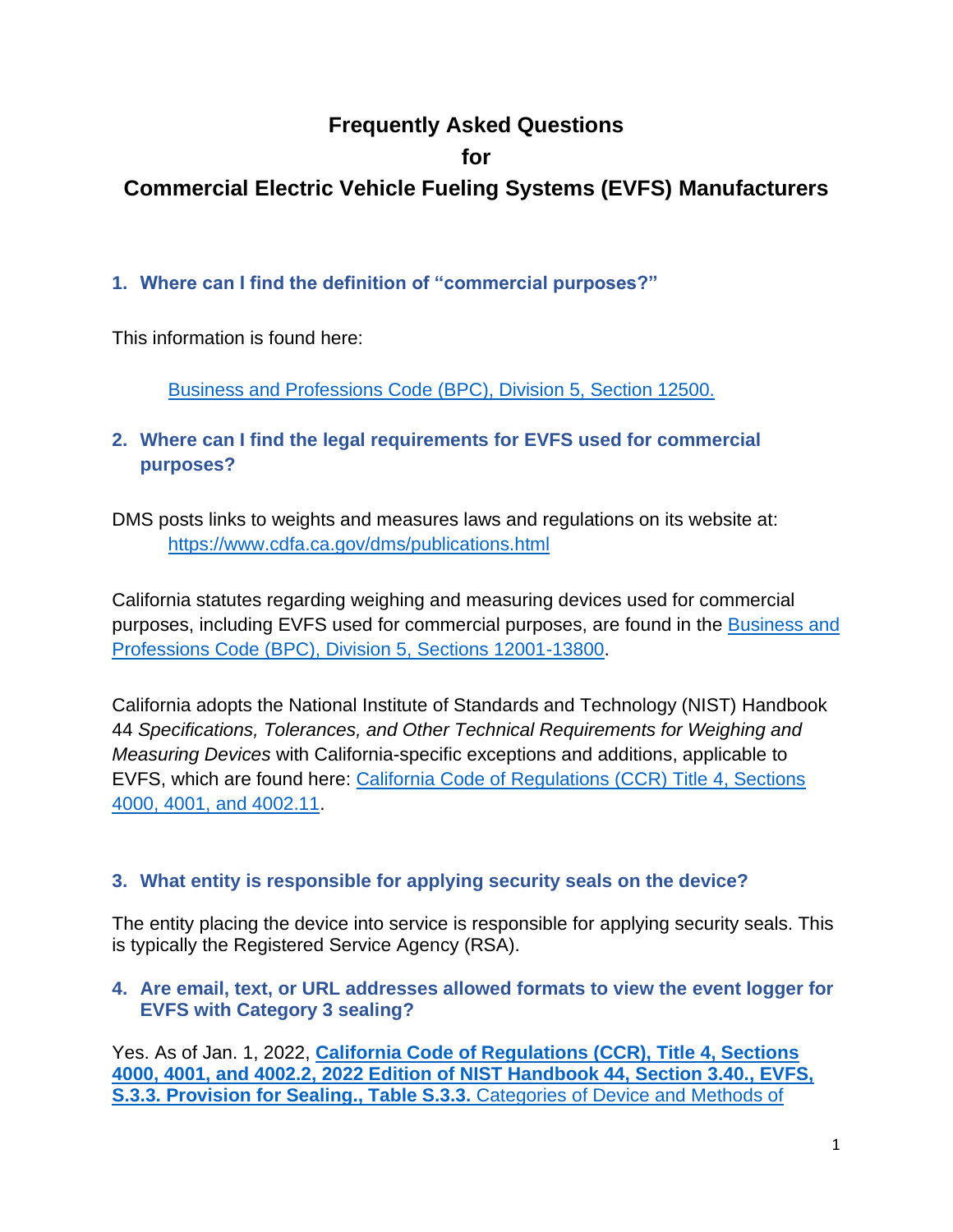# Frequently Asked Questions for Commercial Electric Vehicle Fueling Systems (EVFS) Manufacturers

### 1. Where can I find the definition of "commercial purposes?"

This information is found here:

> Business and Professions Code (BPC), Division 5, Section 12500.

### 2. Where can I find the legal requirements for EVFS used for commercial purposes?

DMS posts links to weights and measures laws and regulations on its website at:
> https://www.cdfa.ca.gov/dms/publications.html

California statutes regarding weighing and measuring devices used for commercial purposes, including EVFS used for commercial purposes, are found in the Business and Professions Code (BPC), Division 5, Sections 12001-13800.

California adopts the National Institute of Standards and Technology (NIST) Handbook 44 *Specifications, Tolerances, and Other Technical Requirements for Weighing and Measuring Devices* with California-specific exceptions and additions, applicable to EVFS, which are found here: California Code of Regulations (CCR) Title 4, Sections 4000, 4001, and 4002.11.

### 3. What entity is responsible for applying security seals on the device?

The entity placing the device into service is responsible for applying security seals. This is typically the Registered Service Agency (RSA).

### 4. Are email, text, or URL addresses allowed formats to view the event logger for EVFS with Category 3 sealing?

Yes. As of Jan. 1, 2022, **California Code of Regulations (CCR), Title 4, Sections 4000, 4001, and 4002.2, 2022 Edition of NIST Handbook 44, Section 3.40., EVFS, S.3.3. Provision for Sealing., Table S.3.3.** Categories of Device and Methods of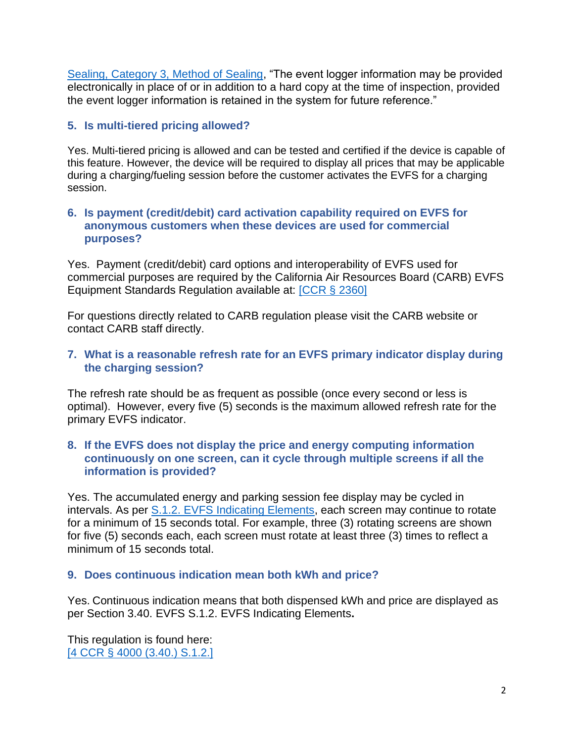[Sealing, Category 3, Method of Sealing](), "The event logger information may be provided electronically in place of or in addition to a hard copy at the time of inspection, provided the event logger information is retained in the system for future reference."

### 5. Is multi-tiered pricing allowed?

Yes. Multi-tiered pricing is allowed and can be tested and certified if the device is capable of this feature. However, the device will be required to display all prices that may be applicable during a charging/fueling session before the customer activates the EVFS for a charging session.

### 6. Is payment (credit/debit) card activation capability required on EVFS for anonymous customers when these devices are used for commercial purposes?

Yes. Payment (credit/debit) card options and interoperability of EVFS used for commercial purposes are required by the California Air Resources Board (CARB) EVFS Equipment Standards Regulation available at: [[CCR § 2360]]()

For questions directly related to CARB regulation please visit the CARB website or contact CARB staff directly.

### 7. What is a reasonable refresh rate for an EVFS primary indicator display during the charging session?

The refresh rate should be as frequent as possible (once every second or less is optimal). However, every five (5) seconds is the maximum allowed refresh rate for the primary EVFS indicator.

### 8. If the EVFS does not display the price and energy computing information continuously on one screen, can it cycle through multiple screens if all the information is provided?

Yes. The accumulated energy and parking session fee display may be cycled in intervals. As per [S.1.2. EVFS Indicating Elements](), each screen may continue to rotate for a minimum of 15 seconds total. For example, three (3) rotating screens are shown for five (5) seconds each, each screen must rotate at least three (3) times to reflect a minimum of 15 seconds total.

### 9. Does continuous indication mean both kWh and price?

Yes. Continuous indication means that both dispensed kWh and price are displayed as per Section 3.40. EVFS S.1.2. EVFS Indicating Elements**.**

This regulation is found here:
[[4 CCR § 4000 (3.40.) S.1.2.]]()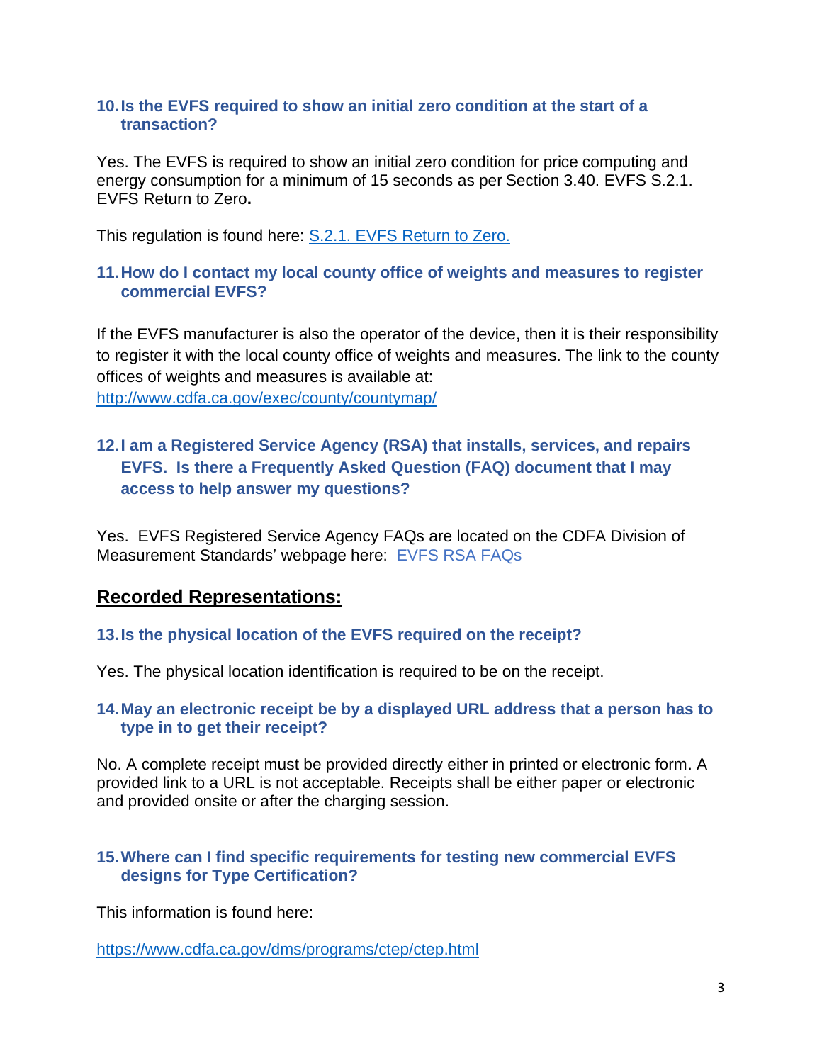### 10. Is the EVFS required to show an initial zero condition at the start of a transaction?

Yes. The EVFS is required to show an initial zero condition for price computing and energy consumption for a minimum of 15 seconds as per Section 3.40. EVFS S.2.1. EVFS Return to Zero**.**

This regulation is found here: [S.2.1. EVFS Return to Zero.]()

### 11. How do I contact my local county office of weights and measures to register commercial EVFS?

If the EVFS manufacturer is also the operator of the device, then it is their responsibility to register it with the local county office of weights and measures. The link to the county offices of weights and measures is available at:
http://www.cdfa.ca.gov/exec/county/countymap/

### 12. I am a Registered Service Agency (RSA) that installs, services, and repairs EVFS. Is there a Frequently Asked Question (FAQ) document that I may access to help answer my questions?

Yes. EVFS Registered Service Agency FAQs are located on the CDFA Division of Measurement Standards' webpage here: [EVFS RSA FAQs]()

## Recorded Representations:

### 13. Is the physical location of the EVFS required on the receipt?

Yes. The physical location identification is required to be on the receipt.

### 14. May an electronic receipt be by a displayed URL address that a person has to type in to get their receipt?

No. A complete receipt must be provided directly either in printed or electronic form. A provided link to a URL is not acceptable. Receipts shall be either paper or electronic and provided onsite or after the charging session.

### 15. Where can I find specific requirements for testing new commercial EVFS designs for Type Certification?

This information is found here:

https://www.cdfa.ca.gov/dms/programs/ctep/ctep.html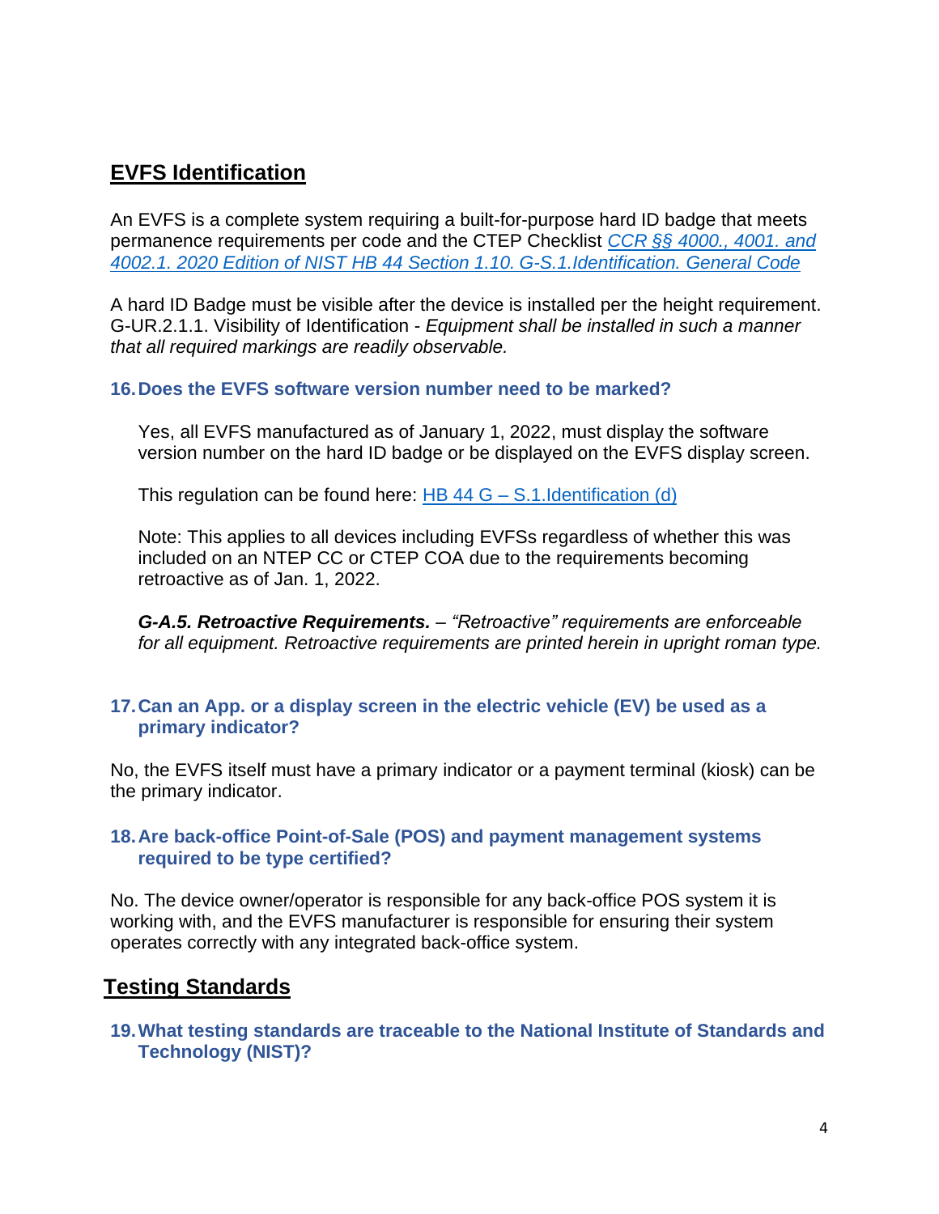## EVFS Identification

An EVFS is a complete system requiring a built-for-purpose hard ID badge that meets permanence requirements per code and the CTEP Checklist *CCR §§ 4000., 4001. and 4002.1. 2020 Edition of NIST HB 44 Section 1.10. G-S.1.Identification. General Code*

A hard ID Badge must be visible after the device is installed per the height requirement. G-UR.2.1.1. Visibility of Identification - *Equipment shall be installed in such a manner that all required markings are readily observable.*

### 16. Does the EVFS software version number need to be marked?

Yes, all EVFS manufactured as of January 1, 2022, must display the software version number on the hard ID badge or be displayed on the EVFS display screen.

This regulation can be found here: HB 44 G – S.1.Identification (d)

Note: This applies to all devices including EVFSs regardless of whether this was included on an NTEP CC or CTEP COA due to the requirements becoming retroactive as of Jan. 1, 2022.

***G-A.5. Retroactive Requirements.*** *– "Retroactive" requirements are enforceable for all equipment. Retroactive requirements are printed herein in upright roman type.*

### 17. Can an App. or a display screen in the electric vehicle (EV) be used as a primary indicator?

No, the EVFS itself must have a primary indicator or a payment terminal (kiosk) can be the primary indicator.

### 18. Are back-office Point-of-Sale (POS) and payment management systems required to be type certified?

No. The device owner/operator is responsible for any back-office POS system it is working with, and the EVFS manufacturer is responsible for ensuring their system operates correctly with any integrated back-office system.

## Testing Standards

### 19. What testing standards are traceable to the National Institute of Standards and Technology (NIST)?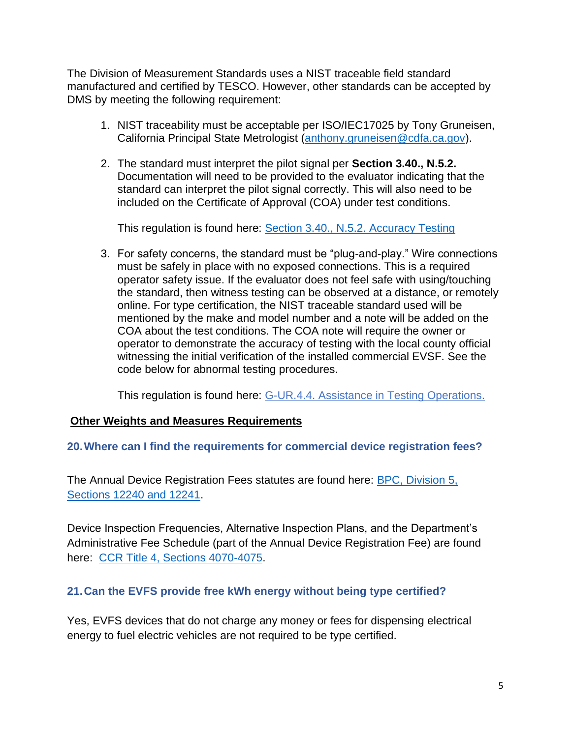The Division of Measurement Standards uses a NIST traceable field standard manufactured and certified by TESCO. However, other standards can be accepted by DMS by meeting the following requirement:

1. NIST traceability must be acceptable per ISO/IEC17025 by Tony Gruneisen, California Principal State Metrologist (anthony.gruneisen@cdfa.ca.gov).

2. The standard must interpret the pilot signal per **Section 3.40., N.5.2.** Documentation will need to be provided to the evaluator indicating that the standard can interpret the pilot signal correctly. This will also need to be included on the Certificate of Approval (COA) under test conditions.

   This regulation is found here: Section 3.40., N.5.2. Accuracy Testing

3. For safety concerns, the standard must be "plug-and-play." Wire connections must be safely in place with no exposed connections. This is a required operator safety issue. If the evaluator does not feel safe with using/touching the standard, then witness testing can be observed at a distance, or remotely online. For type certification, the NIST traceable standard used will be mentioned by the make and model number and a note will be added on the COA about the test conditions. The COA note will require the owner or operator to demonstrate the accuracy of testing with the local county official witnessing the initial verification of the installed commercial EVSF. See the code below for abnormal testing procedures.

   This regulation is found here: G-UR.4.4. Assistance in Testing Operations.

## Other Weights and Measures Requirements

### 20. Where can I find the requirements for commercial device registration fees?

The Annual Device Registration Fees statutes are found here: BPC, Division 5, Sections 12240 and 12241.

Device Inspection Frequencies, Alternative Inspection Plans, and the Department's Administrative Fee Schedule (part of the Annual Device Registration Fee) are found here: CCR Title 4, Sections 4070-4075.

### 21. Can the EVFS provide free kWh energy without being type certified?

Yes, EVFS devices that do not charge any money or fees for dispensing electrical energy to fuel electric vehicles are not required to be type certified.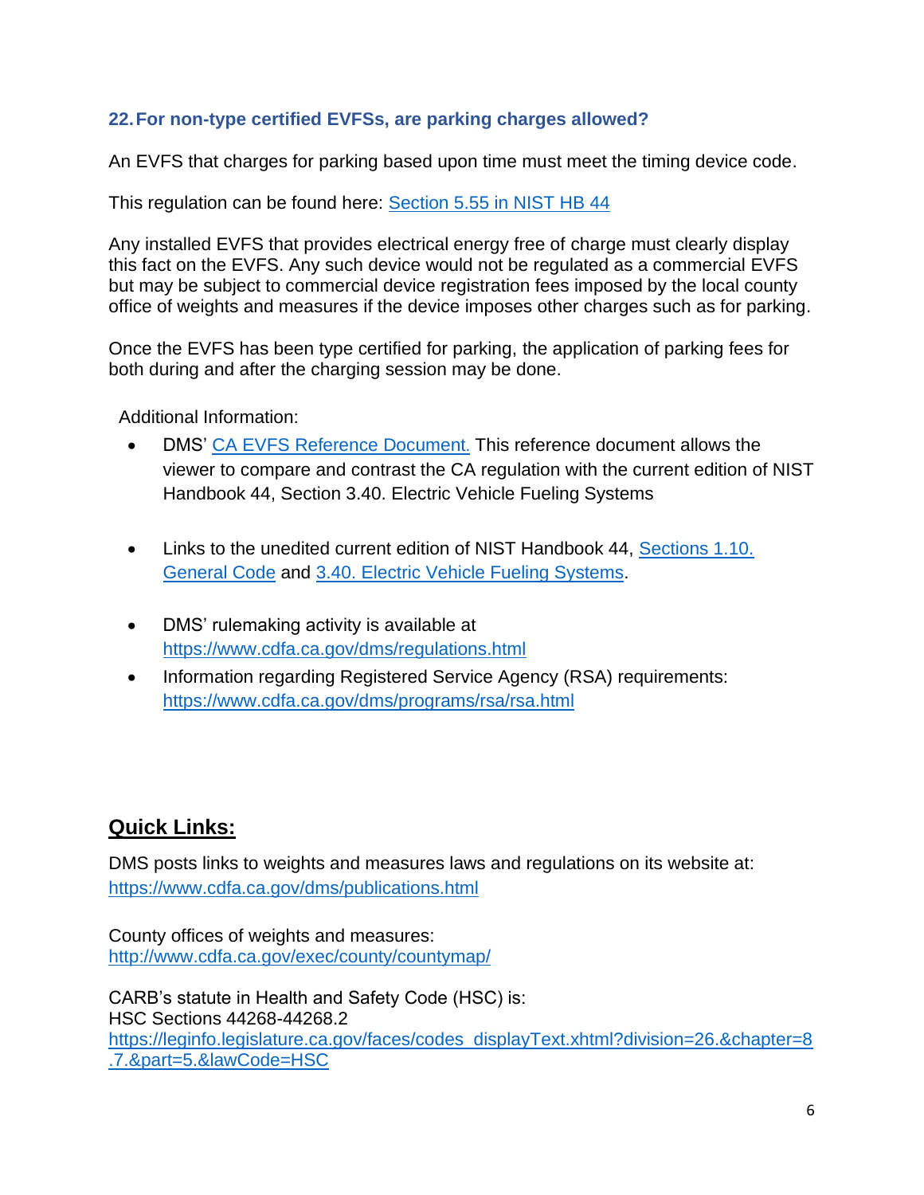### 22. For non-type certified EVFSs, are parking charges allowed?

An EVFS that charges for parking based upon time must meet the timing device code.

This regulation can be found here: [Section 5.55 in NIST HB 44]()

Any installed EVFS that provides electrical energy free of charge must clearly display this fact on the EVFS. Any such device would not be regulated as a commercial EVFS but may be subject to commercial device registration fees imposed by the local county office of weights and measures if the device imposes other charges such as for parking.

Once the EVFS has been type certified for parking, the application of parking fees for both during and after the charging session may be done.

Additional Information:

- DMS' [CA EVFS Reference Document.]() This reference document allows the viewer to compare and contrast the CA regulation with the current edition of NIST Handbook 44, Section 3.40. Electric Vehicle Fueling Systems
- Links to the unedited current edition of NIST Handbook 44, [Sections 1.10. General Code]() and [3.40. Electric Vehicle Fueling Systems]().
- DMS' rulemaking activity is available at https://www.cdfa.ca.gov/dms/regulations.html
- Information regarding Registered Service Agency (RSA) requirements: https://www.cdfa.ca.gov/dms/programs/rsa/rsa.html

## Quick Links:

DMS posts links to weights and measures laws and regulations on its website at: https://www.cdfa.ca.gov/dms/publications.html

County offices of weights and measures:
http://www.cdfa.ca.gov/exec/county/countymap/

CARB's statute in Health and Safety Code (HSC) is:
HSC Sections 44268-44268.2
https://leginfo.legislature.ca.gov/faces/codes_displayText.xhtml?division=26.&chapter=8.7.&part=5.&lawCode=HSC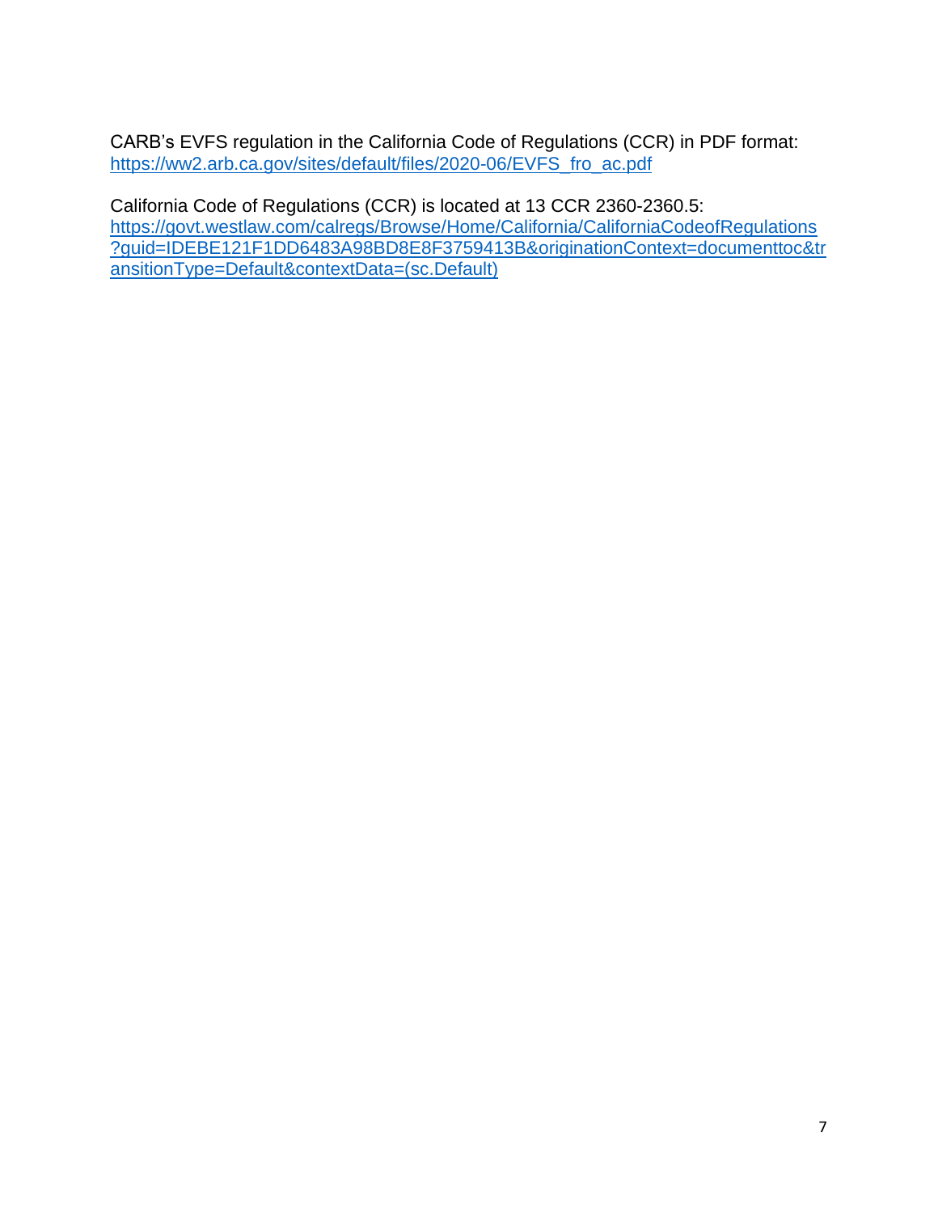CARB's EVFS regulation in the California Code of Regulations (CCR) in PDF format:
https://ww2.arb.ca.gov/sites/default/files/2020-06/EVFS_fro_ac.pdf

California Code of Regulations (CCR) is located at 13 CCR 2360-2360.5:
https://govt.westlaw.com/calregs/Browse/Home/California/CaliforniaCodeofRegulations?guid=IDEBE121F1DD6483A98BD8E8F3759413B&originationContext=documenttoc&transitionType=Default&contextData=(sc.Default)